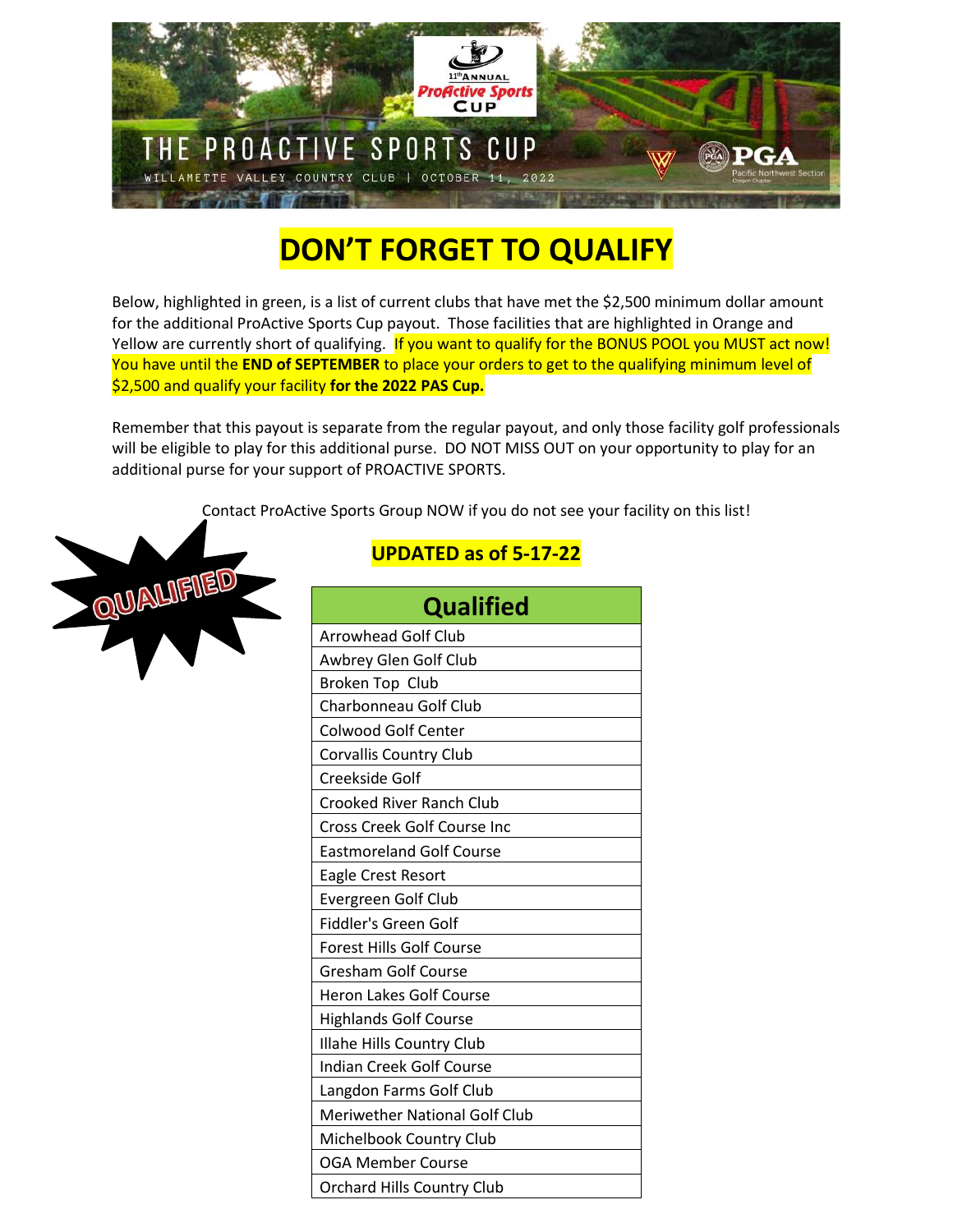THE PROACTIVE SPORTS CUP

WILLAMETTE VALLEY COUNTRY CLUB | OCTOBER 11, 2022

# DON'T FORGET TO QUALIFY

Below, highlighted in green, is a list of current clubs that have met the $2,500 minimum dollar amount for the additional ProActive Sports Cup payout. Those facilities that are highlighted in Orange and Yellow are currently short of qualifying. If you want to qualify for the BONUS POOL you MUST act now! You have until the **END of SEPTEMBER** to place your orders to get to the qualifying minimum level of $2,500 and qualify your facility **for the 2022 PAS Cup.**

Remember that this payout is separate from the regular payout, and only those facility golf professionals will be eligible to play for this additional purse. DO NOT MISS OUT on your opportunity to play for an additional purse for your support of PROACTIVE SPORTS.

Contact ProActive Sports Group NOW if you do not see your facility on this list!

QUALIFIED

## UPDATED as of 5-17-22

| Qualified |
|---|
| Arrowhead Golf Club |
| Awbrey Glen Golf Club |
| Broken Top Club |
| Charbonneau Golf Club |
| Colwood Golf Center |
| Corvallis Country Club |
| Creekside Golf |
| Crooked River Ranch Club |
| Cross Creek Golf Course Inc |
| Eastmoreland Golf Course |
| Eagle Crest Resort |
| Evergreen Golf Club |
| Fiddler's Green Golf |
| Forest Hills Golf Course |
| Gresham Golf Course |
| Heron Lakes Golf Course |
| Highlands Golf Course |
| Illahe Hills Country Club |
| Indian Creek Golf Course |
| Langdon Farms Golf Club |
| Meriwether National Golf Club |
| Michelbook Country Club |
| OGA Member Course |
| Orchard Hills Country Club |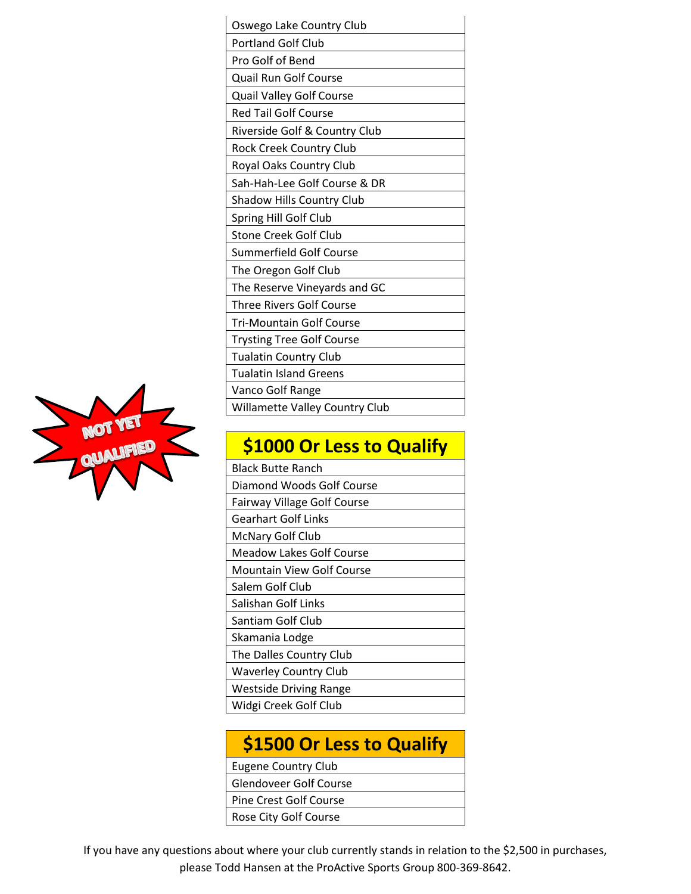NOT YET QUALIFIED

| |
|---|
| Oswego Lake Country Club |
| Portland Golf Club |
| Pro Golf of Bend |
| Quail Run Golf Course |
| Quail Valley Golf Course |
| Red Tail Golf Course |
| Riverside Golf & Country Club |
| Rock Creek Country Club |
| Royal Oaks Country Club |
| Sah-Hah-Lee Golf Course & DR |
| Shadow Hills Country Club |
| Spring Hill Golf Club |
| Stone Creek Golf Club |
| Summerfield Golf Course |
| The Oregon Golf Club |
| The Reserve Vineyards and GC |
| Three Rivers Golf Course |
| Tri-Mountain Golf Course |
| Trysting Tree Golf Course |
| Tualatin Country Club |
| Tualatin Island Greens |
| Vanco Golf Range |
| Willamette Valley Country Club |

| $1000 Or Less to Qualify |
|---|
| Black Butte Ranch |
| Diamond Woods Golf Course |
| Fairway Village Golf Course |
| Gearhart Golf Links |
| McNary Golf Club |
| Meadow Lakes Golf Course |
| Mountain View Golf Course |
| Salem Golf Club |
| Salishan Golf Links |
| Santiam Golf Club |
| Skamania Lodge |
| The Dalles Country Club |
| Waverley Country Club |
| Westside Driving Range |
| Widgi Creek Golf Club |

| $1500 Or Less to Qualify |
|---|
| Eugene Country Club |
| Glendoveer Golf Course |
| Pine Crest Golf Course |
| Rose City Golf Course |

If you have any questions about where your club currently stands in relation to the $2,500 in purchases, please Todd Hansen at the ProActive Sports Group 800-369-8642.